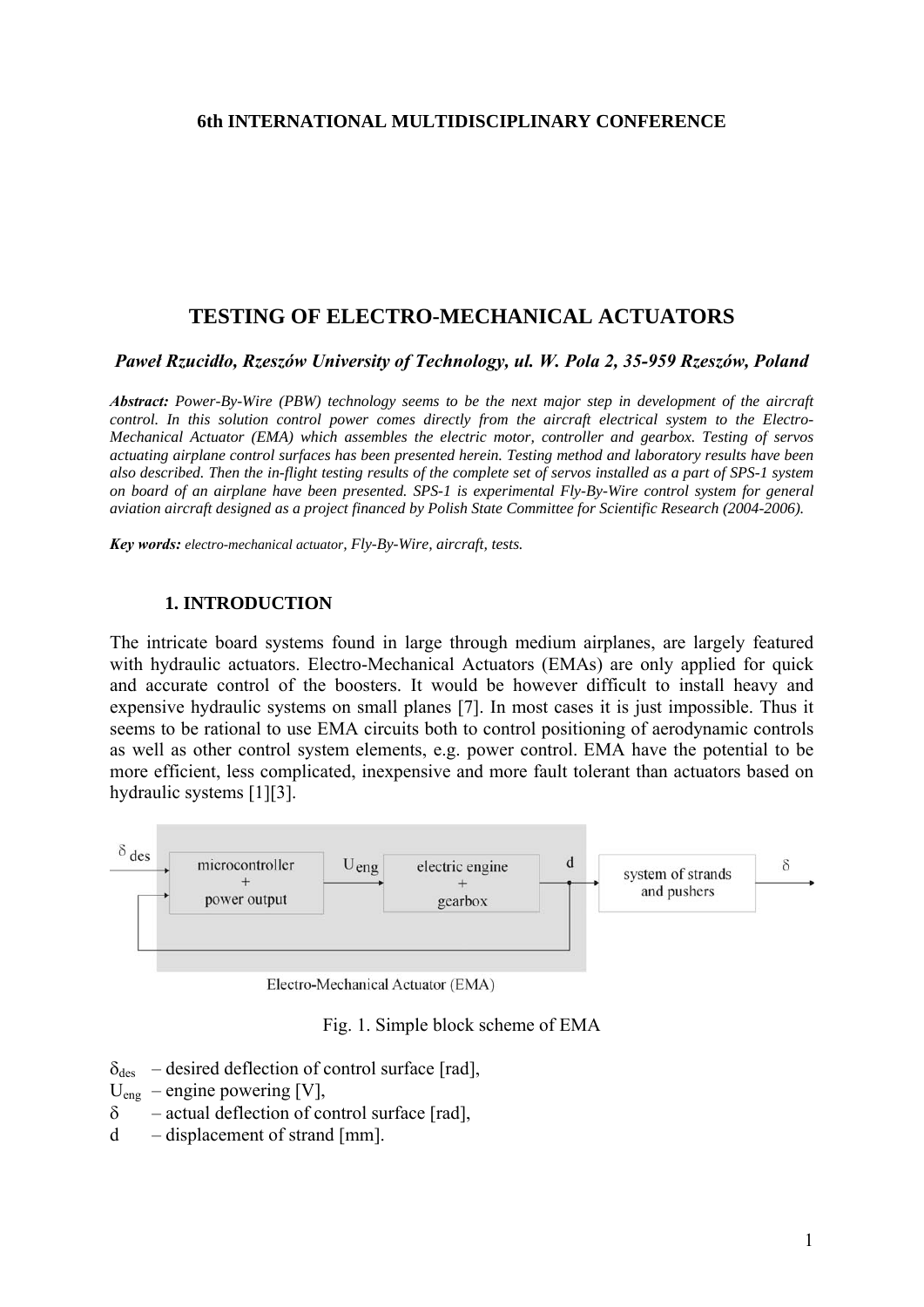**6th INTERNATIONAL MULTIDISCIPLINARY CONFERENCE**

# TESTING OF ELECTRO-MECHANICAL ACTUATORS

***Paweł Rzucidło, Rzeszów University of Technology, ul. W. Pola 2, 35-959 Rzeszów, Poland***

***Abstract:*** *Power-By-Wire (PBW) technology seems to be the next major step in development of the aircraft control. In this solution control power comes directly from the aircraft electrical system to the Electro-Mechanical Actuator (EMA) which assembles the electric motor, controller and gearbox. Testing of servos actuating airplane control surfaces has been presented herein. Testing method and laboratory results have been also described. Then the in-flight testing results of the complete set of servos installed as a part of SPS-1 system on board of an airplane have been presented. SPS-1 is experimental Fly-By-Wire control system for general aviation aircraft designed as a project financed by Polish State Committee for Scientific Research (2004-2006).*

***Key words:*** *electro-mechanical actuator, Fly-By-Wire, aircraft, tests.*

## 1. INTRODUCTION

The intricate board systems found in large through medium airplanes, are largely featured with hydraulic actuators. Electro-Mechanical Actuators (EMAs) are only applied for quick and accurate control of the boosters. It would be however difficult to install heavy and expensive hydraulic systems on small planes [7]. In most cases it is just impossible. Thus it seems to be rational to use EMA circuits both to control positioning of aerodynamic controls as well as other control system elements, e.g. power control. EMA have the potential to be more efficient, less complicated, inexpensive and more fault tolerant than actuators based on hydraulic systems [1][3].

Fig. 1. Simple block scheme of EMA

$\delta_{des}$ – desired deflection of control surface [rad],
$U_{eng}$ – engine powering [V],
$\delta$ – actual deflection of control surface [rad],
$d$ – displacement of strand [mm].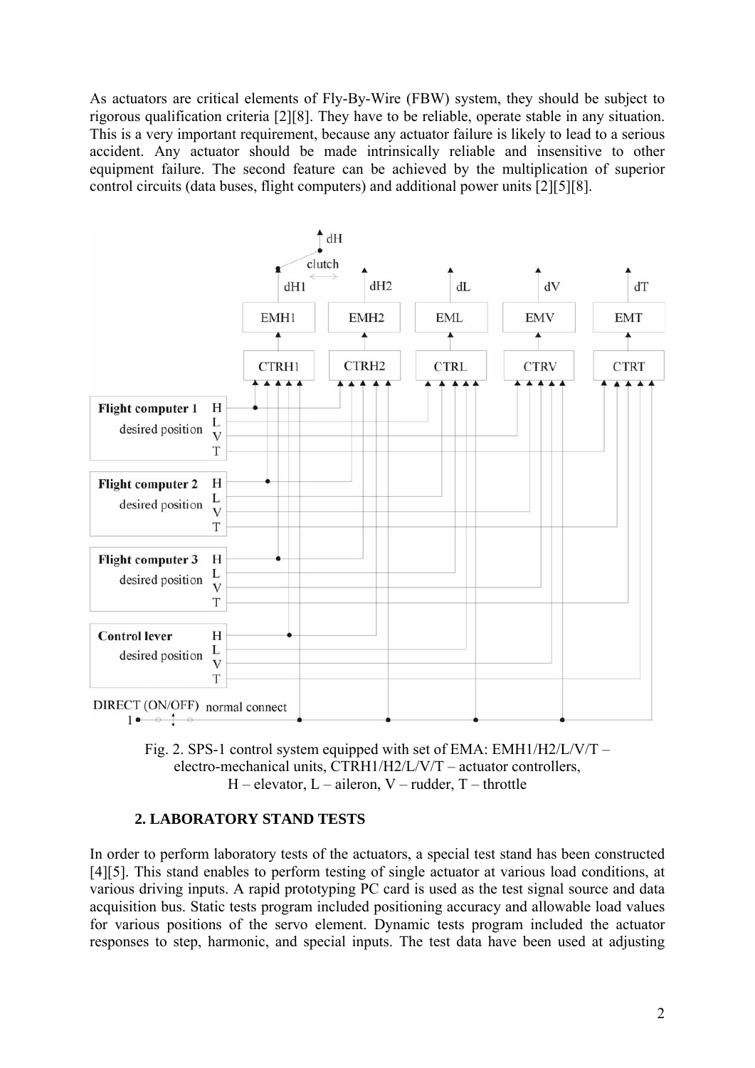As actuators are critical elements of Fly-By-Wire (FBW) system, they should be subject to rigorous qualification criteria [2][8]. They have to be reliable, operate stable in any situation. This is a very important requirement, because any actuator failure is likely to lead to a serious accident. Any actuator should be made intrinsically reliable and insensitive to other equipment failure. The second feature can be achieved by the multiplication of superior control circuits (data buses, flight computers) and additional power units [2][5][8].

Fig. 2. SPS-1 control system equipped with set of EMA: EMH1/H2/L/V/T – electro-mechanical units, CTRH1/H2/L/V/T – actuator controllers, H – elevator, L – aileron, V – rudder, T – throttle

### 2. LABORATORY STAND TESTS

In order to perform laboratory tests of the actuators, a special test stand has been constructed [4][5]. This stand enables to perform testing of single actuator at various load conditions, at various driving inputs. A rapid prototyping PC card is used as the test signal source and data acquisition bus. Static tests program included positioning accuracy and allowable load values for various positions of the servo element. Dynamic tests program included the actuator responses to step, harmonic, and special inputs. The test data have been used at adjusting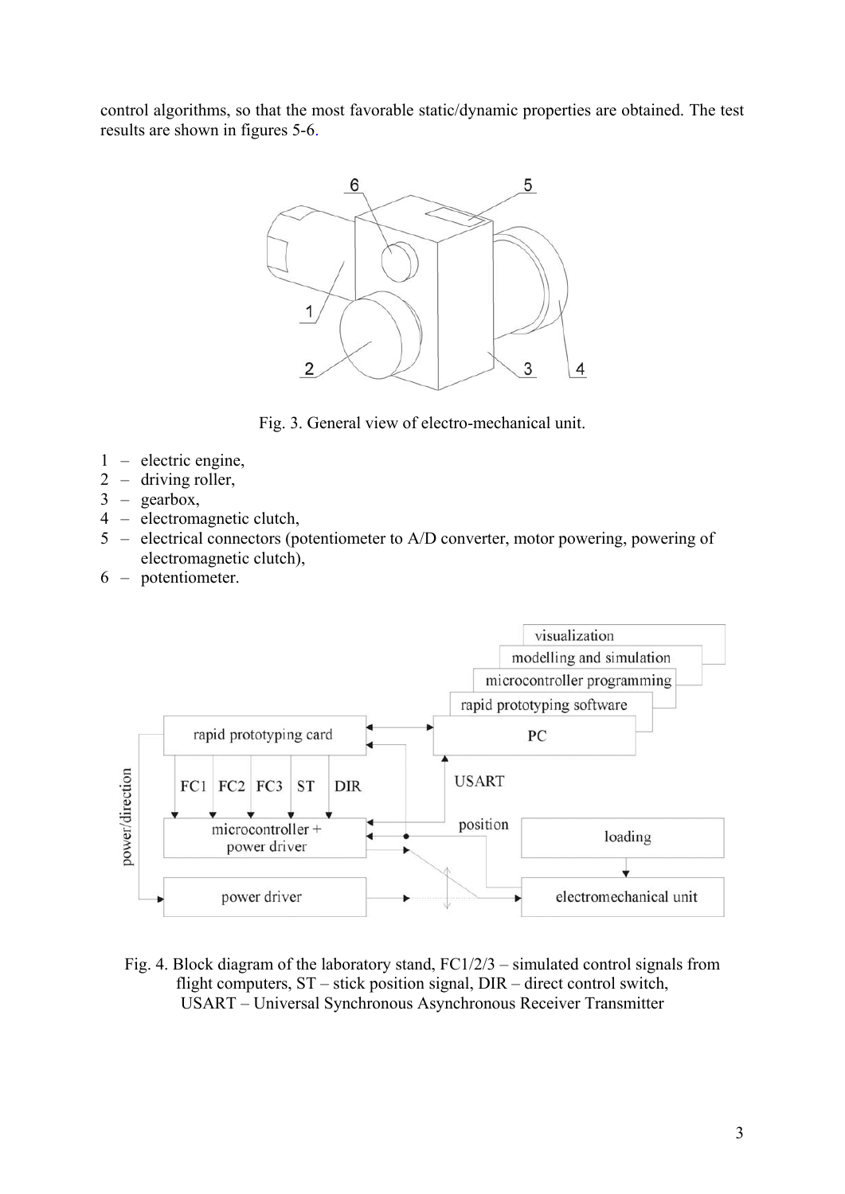control algorithms, so that the most favorable static/dynamic properties are obtained. The test results are shown in figures 5-6.

Fig. 3. General view of electro-mechanical unit.

1 – electric engine,
2 – driving roller,
3 – gearbox,
4 – electromagnetic clutch,
5 – electrical connectors (potentiometer to A/D converter, motor powering, powering of electromagnetic clutch),
6 – potentiometer.

Fig. 4. Block diagram of the laboratory stand, FC1/2/3 – simulated control signals from flight computers, ST – stick position signal, DIR – direct control switch, USART – Universal Synchronous Asynchronous Receiver Transmitter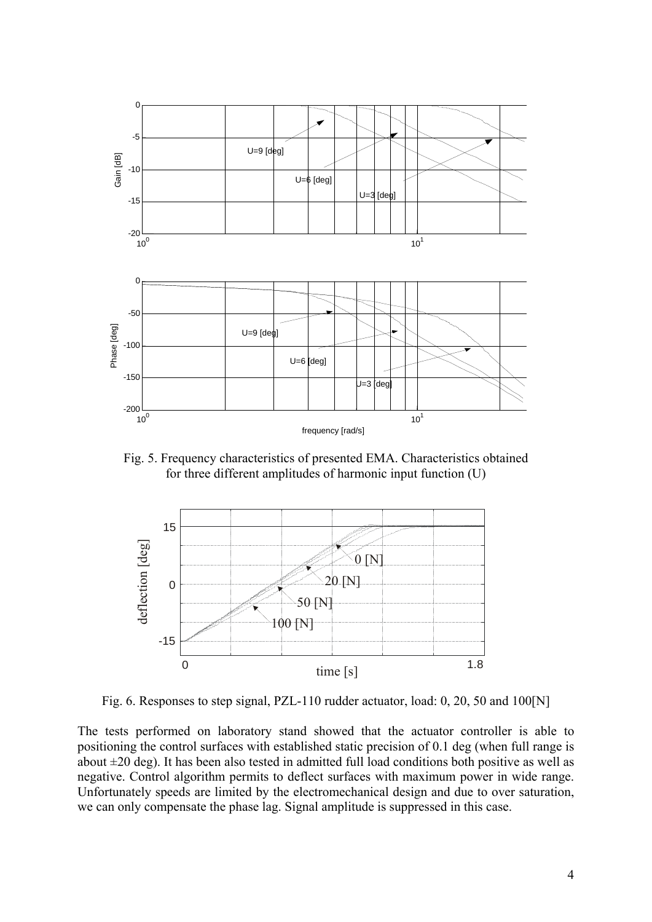Fig. 5. Frequency characteristics of presented EMA. Characteristics obtained for three different amplitudes of harmonic input function (U)

Fig. 6. Responses to step signal, PZL-110 rudder actuator, load: 0, 20, 50 and 100[N]

The tests performed on laboratory stand showed that the actuator controller is able to positioning the control surfaces with established static precision of 0.1 deg (when full range is about ±20 deg). It has been also tested in admitted full load conditions both positive as well as negative. Control algorithm permits to deflect surfaces with maximum power in wide range. Unfortunately speeds are limited by the electromechanical design and due to over saturation, we can only compensate the phase lag. Signal amplitude is suppressed in this case.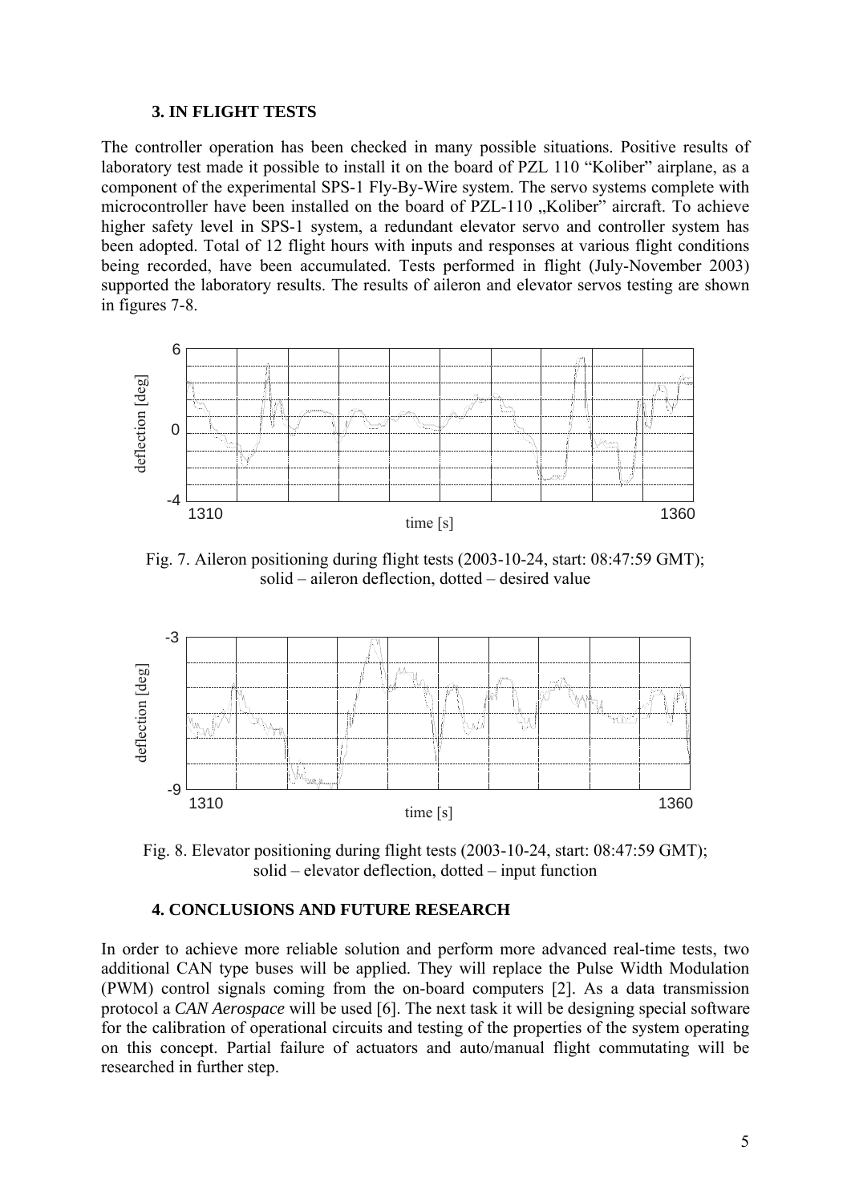## 3. IN FLIGHT TESTS

The controller operation has been checked in many possible situations. Positive results of laboratory test made it possible to install it on the board of PZL 110 "Koliber" airplane, as a component of the experimental SPS-1 Fly-By-Wire system. The servo systems complete with microcontroller have been installed on the board of PZL-110 „Koliber" aircraft. To achieve higher safety level in SPS-1 system, a redundant elevator servo and controller system has been adopted. Total of 12 flight hours with inputs and responses at various flight conditions being recorded, have been accumulated. Tests performed in flight (July-November 2003) supported the laboratory results. The results of aileron and elevator servos testing are shown in figures 7-8.

Fig. 7. Aileron positioning during flight tests (2003-10-24, start: 08:47:59 GMT); solid – aileron deflection, dotted – desired value

Fig. 8. Elevator positioning during flight tests (2003-10-24, start: 08:47:59 GMT); solid – elevator deflection, dotted – input function

## 4. CONCLUSIONS AND FUTURE RESEARCH

In order to achieve more reliable solution and perform more advanced real-time tests, two additional CAN type buses will be applied. They will replace the Pulse Width Modulation (PWM) control signals coming from the on-board computers [2]. As a data transmission protocol a *CAN Aerospace* will be used [6]. The next task it will be designing special software for the calibration of operational circuits and testing of the properties of the system operating on this concept. Partial failure of actuators and auto/manual flight commutating will be researched in further step.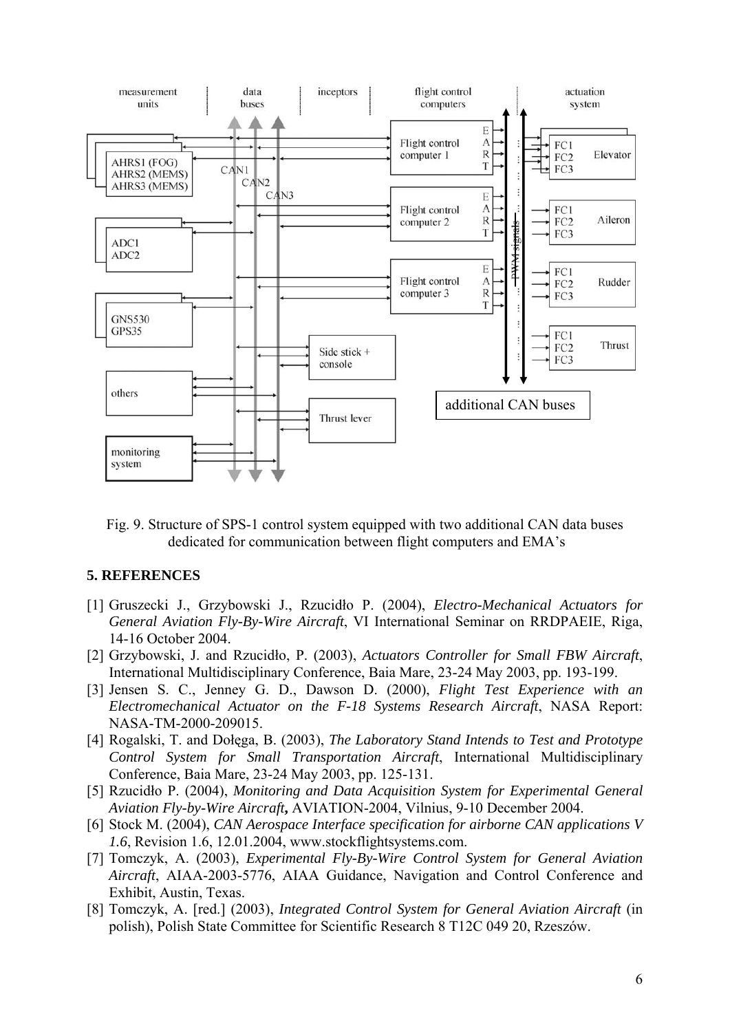measurement units

data buses

inceptors

flight control computers

actuation system

AHRS1 (FOG)
AHRS2 (MEMS)
AHRS3 (MEMS)

CAN1

CAN2

CAN3

ADC1
ADC2

GNS530
GPS35

others

monitoring system

Side stick + console

Thrust lever

Flight control computer 1

Flight control computer 2

Flight control computer 3

E A R T

PWM signals

FC1 FC2 FC3 Elevator

FC1 FC2 FC3 Aileron

FC1 FC2 FC3 Rudder

FC1 FC2 FC3 Thrust

additional CAN buses

Fig. 9. Structure of SPS-1 control system equipped with two additional CAN data buses dedicated for communication between flight computers and EMA's

### 5. REFERENCES

[1] Gruszecki J., Grzybowski J., Rzucidło P. (2004), *Electro-Mechanical Actuators for General Aviation Fly-By-Wire Aircraft*, VI International Seminar on RRDPAEIE, Riga, 14-16 October 2004.

[2] Grzybowski, J. and Rzucidło, P. (2003), *Actuators Controller for Small FBW Aircraft*, International Multidisciplinary Conference, Baia Mare, 23-24 May 2003, pp. 193-199.

[3] Jensen S. C., Jenney G. D., Dawson D. (2000), *Flight Test Experience with an Electromechanical Actuator on the F-18 Systems Research Aircraft*, NASA Report: NASA-TM-2000-209015.

[4] Rogalski, T. and Dołęga, B. (2003), *The Laboratory Stand Intends to Test and Prototype Control System for Small Transportation Aircraft*, International Multidisciplinary Conference, Baia Mare, 23-24 May 2003, pp. 125-131.

[5] Rzucidło P. (2004), *Monitoring and Data Acquisition System for Experimental General Aviation Fly-by-Wire Aircraft***,** AVIATION-2004, Vilnius, 9-10 December 2004.

[6] Stock M. (2004), *CAN Aerospace Interface specification for airborne CAN applications V 1.6*, Revision 1.6, 12.01.2004, www.stockflightsystems.com.

[7] Tomczyk, A. (2003), *Experimental Fly-By-Wire Control System for General Aviation Aircraft*, AIAA-2003-5776, AIAA Guidance, Navigation and Control Conference and Exhibit, Austin, Texas.

[8] Tomczyk, A. [red.] (2003), *Integrated Control System for General Aviation Aircraft* (in polish), Polish State Committee for Scientific Research 8 T12C 049 20, Rzeszów.